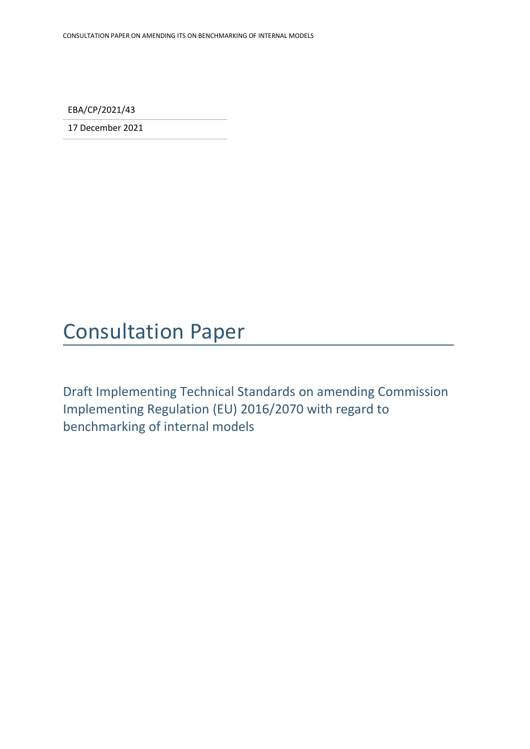EBA/CP/2021/43

17 December 2021

# Consultation Paper

## Draft Implementing Technical Standards on amending Commission Implementing Regulation (EU) 2016/2070 with regard to benchmarking of internal models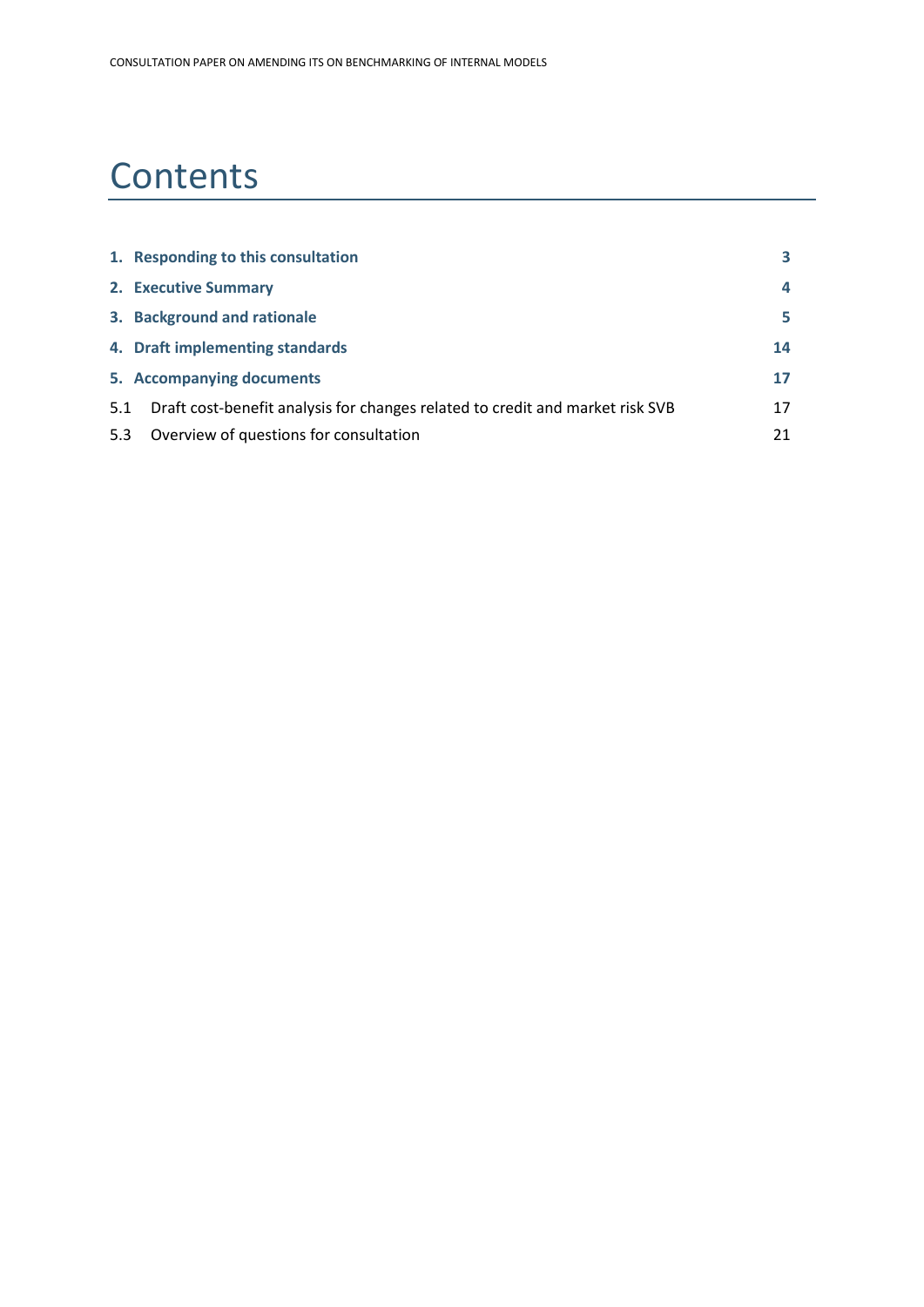# Contents

| | | |
|---|---|---|
| **1.** | **Responding to this consultation** | **3** |
| **2.** | **Executive Summary** | **4** |
| **3.** | **Background and rationale** | **5** |
| **4.** | **Draft implementing standards** | **14** |
| **5.** | **Accompanying documents** | **17** |
| 5.1 | Draft cost-benefit analysis for changes related to credit and market risk SVB | 17 |
| 5.3 | Overview of questions for consultation | 21 |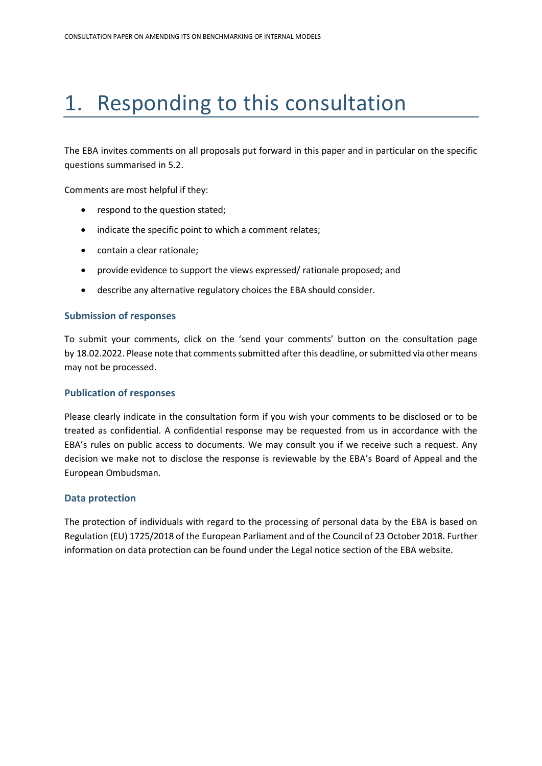# 1. Responding to this consultation

The EBA invites comments on all proposals put forward in this paper and in particular on the specific questions summarised in 5.2.

Comments are most helpful if they:

- respond to the question stated;
- indicate the specific point to which a comment relates;
- contain a clear rationale;
- provide evidence to support the views expressed/ rationale proposed; and
- describe any alternative regulatory choices the EBA should consider.

### Submission of responses

To submit your comments, click on the 'send your comments' button on the consultation page by 18.02.2022. Please note that comments submitted after this deadline, or submitted via other means may not be processed.

### Publication of responses

Please clearly indicate in the consultation form if you wish your comments to be disclosed or to be treated as confidential. A confidential response may be requested from us in accordance with the EBA's rules on public access to documents. We may consult you if we receive such a request. Any decision we make not to disclose the response is reviewable by the EBA's Board of Appeal and the European Ombudsman.

### Data protection

The protection of individuals with regard to the processing of personal data by the EBA is based on Regulation (EU) 1725/2018 of the European Parliament and of the Council of 23 October 2018. Further information on data protection can be found under the Legal notice section of the EBA website.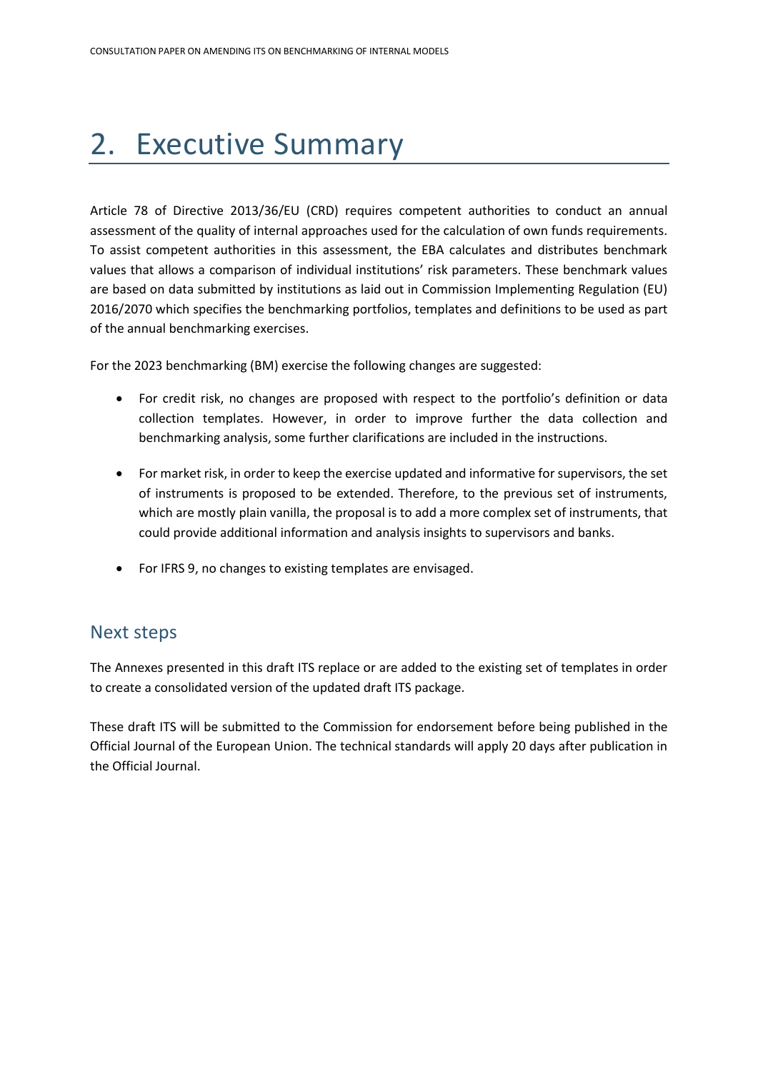# 2. Executive Summary

Article 78 of Directive 2013/36/EU (CRD) requires competent authorities to conduct an annual assessment of the quality of internal approaches used for the calculation of own funds requirements. To assist competent authorities in this assessment, the EBA calculates and distributes benchmark values that allows a comparison of individual institutions' risk parameters. These benchmark values are based on data submitted by institutions as laid out in Commission Implementing Regulation (EU) 2016/2070 which specifies the benchmarking portfolios, templates and definitions to be used as part of the annual benchmarking exercises.

For the 2023 benchmarking (BM) exercise the following changes are suggested:

- For credit risk, no changes are proposed with respect to the portfolio's definition or data collection templates. However, in order to improve further the data collection and benchmarking analysis, some further clarifications are included in the instructions.
- For market risk, in order to keep the exercise updated and informative for supervisors, the set of instruments is proposed to be extended. Therefore, to the previous set of instruments, which are mostly plain vanilla, the proposal is to add a more complex set of instruments, that could provide additional information and analysis insights to supervisors and banks.
- For IFRS 9, no changes to existing templates are envisaged.

## Next steps

The Annexes presented in this draft ITS replace or are added to the existing set of templates in order to create a consolidated version of the updated draft ITS package.

These draft ITS will be submitted to the Commission for endorsement before being published in the Official Journal of the European Union. The technical standards will apply 20 days after publication in the Official Journal.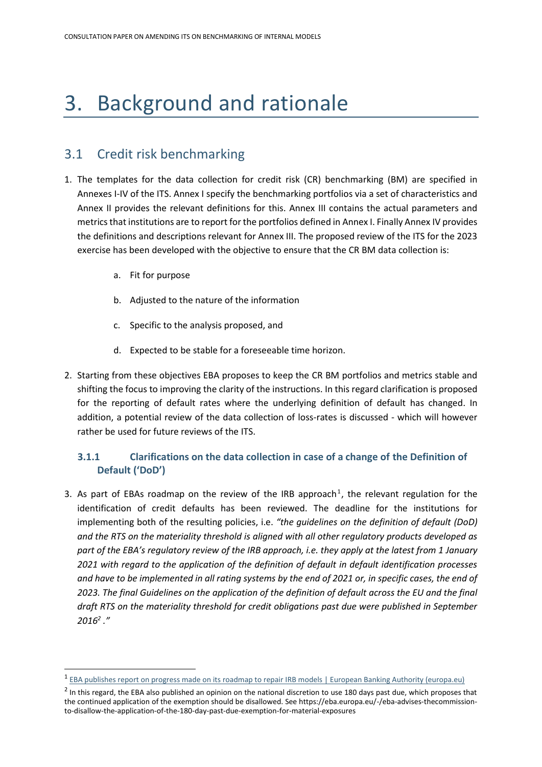# 3. Background and rationale

## 3.1 Credit risk benchmarking

1. The templates for the data collection for credit risk (CR) benchmarking (BM) are specified in Annexes I-IV of the ITS. Annex I specify the benchmarking portfolios via a set of characteristics and Annex II provides the relevant definitions for this. Annex III contains the actual parameters and metrics that institutions are to report for the portfolios defined in Annex I. Finally Annex IV provides the definitions and descriptions relevant for Annex III. The proposed review of the ITS for the 2023 exercise has been developed with the objective to ensure that the CR BM data collection is:

   a. Fit for purpose

   b. Adjusted to the nature of the information

   c. Specific to the analysis proposed, and

   d. Expected to be stable for a foreseeable time horizon.

2. Starting from these objectives EBA proposes to keep the CR BM portfolios and metrics stable and shifting the focus to improving the clarity of the instructions. In this regard clarification is proposed for the reporting of default rates where the underlying definition of default has changed. In addition, a potential review of the data collection of loss-rates is discussed - which will however rather be used for future reviews of the ITS.

### 3.1.1 Clarifications on the data collection in case of a change of the Definition of Default ('DoD')

3. As part of EBAs roadmap on the review of the IRB approach[1], the relevant regulation for the identification of credit defaults has been reviewed. The deadline for the institutions for implementing both of the resulting policies, i.e. *"the guidelines on the definition of default (DoD) and the RTS on the materiality threshold is aligned with all other regulatory products developed as part of the EBA's regulatory review of the IRB approach, i.e. they apply at the latest from 1 January 2021 with regard to the application of the definition of default in default identification processes and have to be implemented in all rating systems by the end of 2021 or, in specific cases, the end of 2023. The final Guidelines on the application of the definition of default across the EU and the final draft RTS on the materiality threshold for credit obligations past due were published in September 2016[2] ."*

---

[1] EBA publishes report on progress made on its roadmap to repair IRB models | European Banking Authority (europa.eu)

[2] In this regard, the EBA also published an opinion on the national discretion to use 180 days past due, which proposes that the continued application of the exemption should be disallowed. See https://eba.europa.eu/-/eba-advises-thecommission-to-disallow-the-application-of-the-180-day-past-due-exemption-for-material-exposures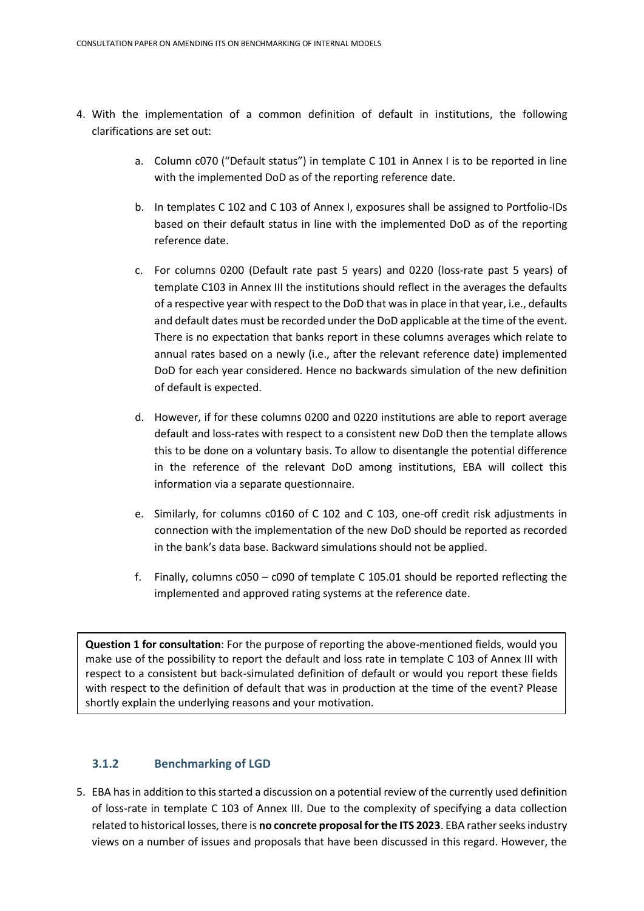4. With the implementation of a common definition of default in institutions, the following clarifications are set out:

    a. Column c070 ("Default status") in template C 101 in Annex I is to be reported in line with the implemented DoD as of the reporting reference date.

    b. In templates C 102 and C 103 of Annex I, exposures shall be assigned to Portfolio-IDs based on their default status in line with the implemented DoD as of the reporting reference date.

    c. For columns 0200 (Default rate past 5 years) and 0220 (loss-rate past 5 years) of template C103 in Annex III the institutions should reflect in the averages the defaults of a respective year with respect to the DoD that was in place in that year, i.e., defaults and default dates must be recorded under the DoD applicable at the time of the event. There is no expectation that banks report in these columns averages which relate to annual rates based on a newly (i.e., after the relevant reference date) implemented DoD for each year considered. Hence no backwards simulation of the new definition of default is expected.

    d. However, if for these columns 0200 and 0220 institutions are able to report average default and loss-rates with respect to a consistent new DoD then the template allows this to be done on a voluntary basis. To allow to disentangle the potential difference in the reference of the relevant DoD among institutions, EBA will collect this information via a separate questionnaire.

    e. Similarly, for columns c0160 of C 102 and C 103, one-off credit risk adjustments in connection with the implementation of the new DoD should be reported as recorded in the bank's data base. Backward simulations should not be applied.

    f. Finally, columns c050 – c090 of template C 105.01 should be reported reflecting the implemented and approved rating systems at the reference date.

**Question 1 for consultation**: For the purpose of reporting the above-mentioned fields, would you make use of the possibility to report the default and loss rate in template C 103 of Annex III with respect to a consistent but back-simulated definition of default or would you report these fields with respect to the definition of default that was in production at the time of the event? Please shortly explain the underlying reasons and your motivation.

### 3.1.2 Benchmarking of LGD

5. EBA has in addition to this started a discussion on a potential review of the currently used definition of loss-rate in template C 103 of Annex III. Due to the complexity of specifying a data collection related to historical losses, there is **no concrete proposal for the ITS 2023**. EBA rather seeks industry views on a number of issues and proposals that have been discussed in this regard. However, the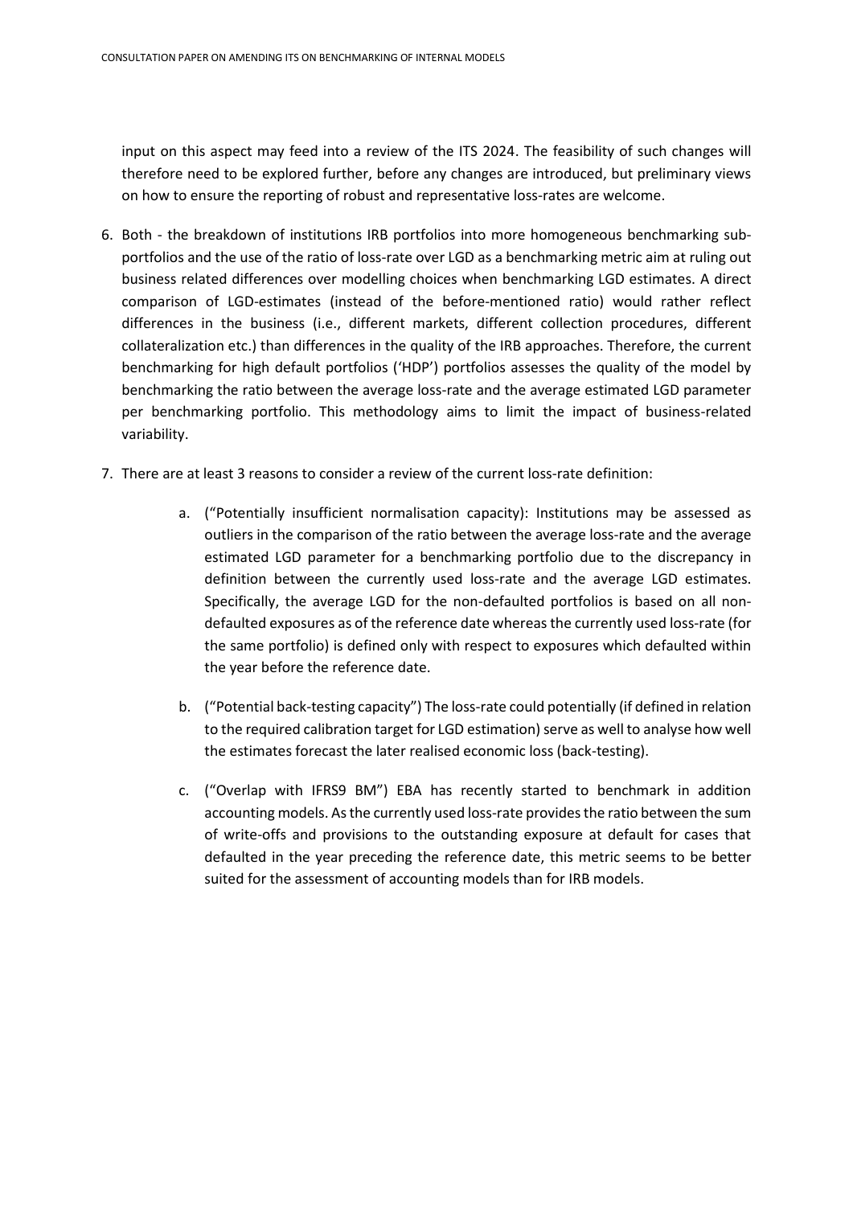input on this aspect may feed into a review of the ITS 2024. The feasibility of such changes will therefore need to be explored further, before any changes are introduced, but preliminary views on how to ensure the reporting of robust and representative loss-rates are welcome.

6. Both - the breakdown of institutions IRB portfolios into more homogeneous benchmarking sub-portfolios and the use of the ratio of loss-rate over LGD as a benchmarking metric aim at ruling out business related differences over modelling choices when benchmarking LGD estimates. A direct comparison of LGD-estimates (instead of the before-mentioned ratio) would rather reflect differences in the business (i.e., different markets, different collection procedures, different collateralization etc.) than differences in the quality of the IRB approaches. Therefore, the current benchmarking for high default portfolios ('HDP') portfolios assesses the quality of the model by benchmarking the ratio between the average loss-rate and the average estimated LGD parameter per benchmarking portfolio. This methodology aims to limit the impact of business-related variability.

7. There are at least 3 reasons to consider a review of the current loss-rate definition:

    a. ("Potentially insufficient normalisation capacity): Institutions may be assessed as outliers in the comparison of the ratio between the average loss-rate and the average estimated LGD parameter for a benchmarking portfolio due to the discrepancy in definition between the currently used loss-rate and the average LGD estimates. Specifically, the average LGD for the non-defaulted portfolios is based on all non-defaulted exposures as of the reference date whereas the currently used loss-rate (for the same portfolio) is defined only with respect to exposures which defaulted within the year before the reference date.

    b. ("Potential back-testing capacity") The loss-rate could potentially (if defined in relation to the required calibration target for LGD estimation) serve as well to analyse how well the estimates forecast the later realised economic loss (back-testing).

    c. ("Overlap with IFRS9 BM") EBA has recently started to benchmark in addition accounting models. As the currently used loss-rate provides the ratio between the sum of write-offs and provisions to the outstanding exposure at default for cases that defaulted in the year preceding the reference date, this metric seems to be better suited for the assessment of accounting models than for IRB models.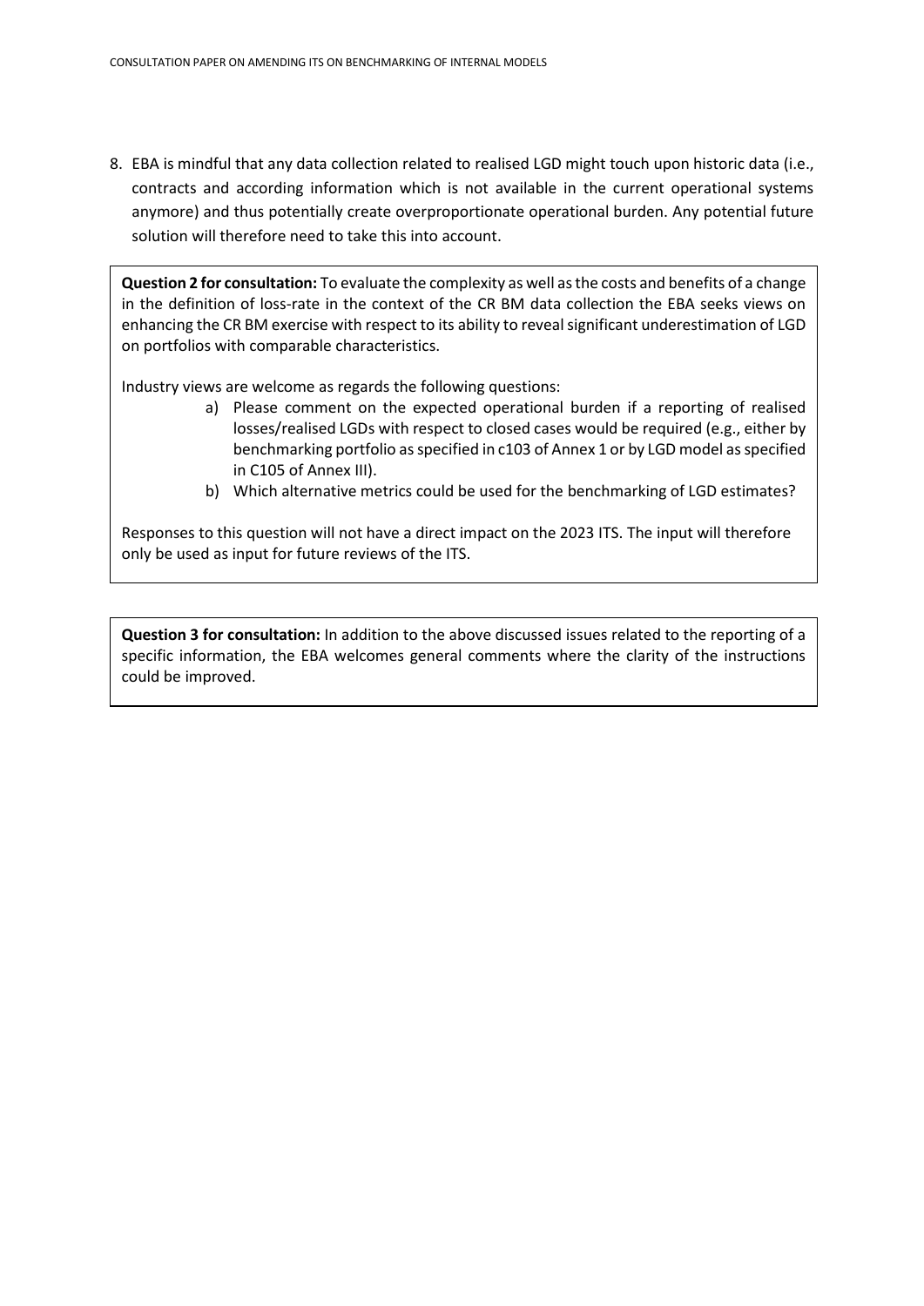8. EBA is mindful that any data collection related to realised LGD might touch upon historic data (i.e., contracts and according information which is not available in the current operational systems anymore) and thus potentially create overproportionate operational burden. Any potential future solution will therefore need to take this into account.

**Question 2 for consultation:** To evaluate the complexity as well as the costs and benefits of a change in the definition of loss-rate in the context of the CR BM data collection the EBA seeks views on enhancing the CR BM exercise with respect to its ability to reveal significant underestimation of LGD on portfolios with comparable characteristics.

Industry views are welcome as regards the following questions:

a) Please comment on the expected operational burden if a reporting of realised losses/realised LGDs with respect to closed cases would be required (e.g., either by benchmarking portfolio as specified in c103 of Annex 1 or by LGD model as specified in C105 of Annex III).

b) Which alternative metrics could be used for the benchmarking of LGD estimates?

Responses to this question will not have a direct impact on the 2023 ITS. The input will therefore only be used as input for future reviews of the ITS.

**Question 3 for consultation:** In addition to the above discussed issues related to the reporting of a specific information, the EBA welcomes general comments where the clarity of the instructions could be improved.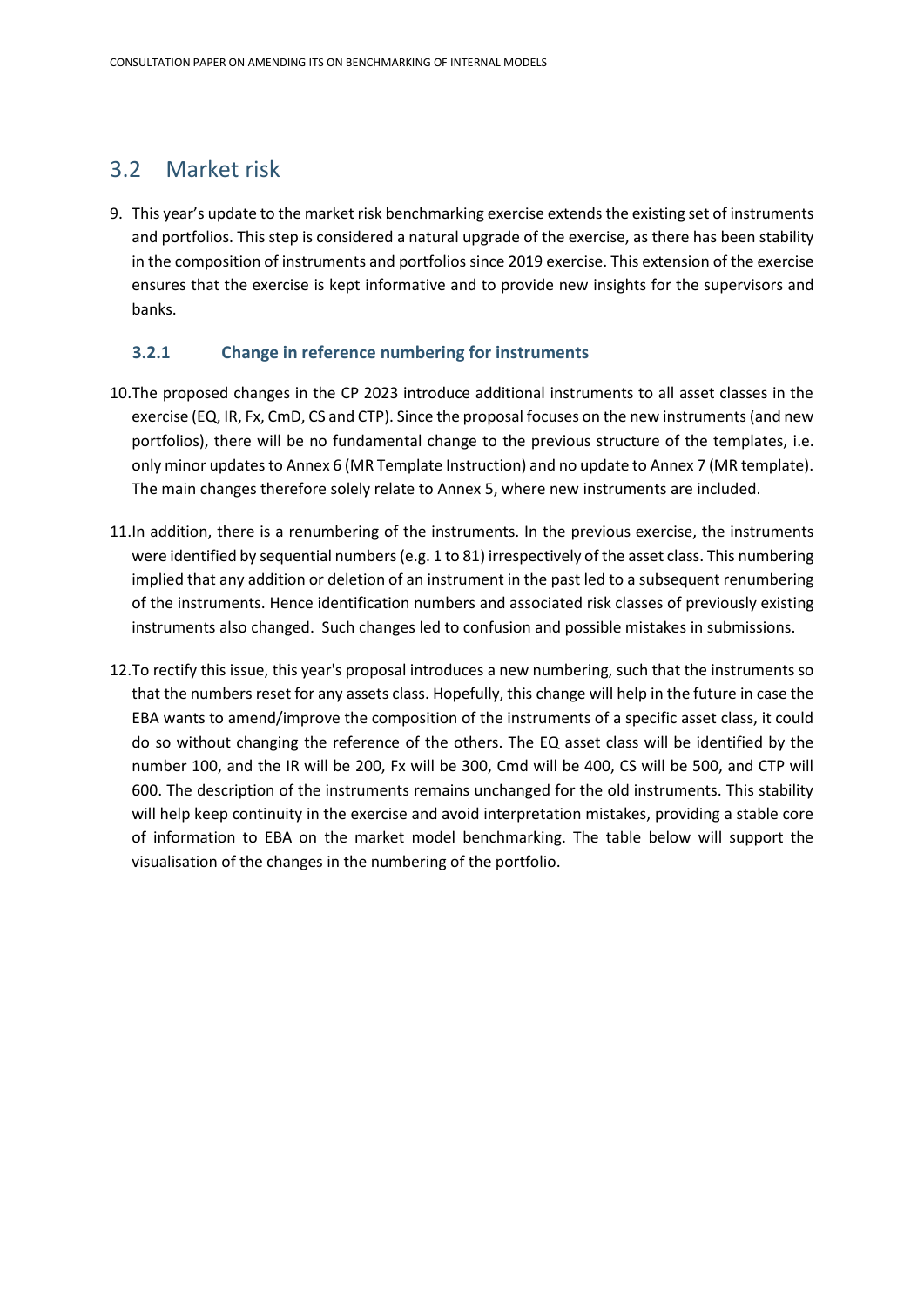## 3.2 Market risk

9. This year's update to the market risk benchmarking exercise extends the existing set of instruments and portfolios. This step is considered a natural upgrade of the exercise, as there has been stability in the composition of instruments and portfolios since 2019 exercise. This extension of the exercise ensures that the exercise is kept informative and to provide new insights for the supervisors and banks.

### 3.2.1 Change in reference numbering for instruments

10. The proposed changes in the CP 2023 introduce additional instruments to all asset classes in the exercise (EQ, IR, Fx, CmD, CS and CTP). Since the proposal focuses on the new instruments (and new portfolios), there will be no fundamental change to the previous structure of the templates, i.e. only minor updates to Annex 6 (MR Template Instruction) and no update to Annex 7 (MR template). The main changes therefore solely relate to Annex 5, where new instruments are included.

11. In addition, there is a renumbering of the instruments. In the previous exercise, the instruments were identified by sequential numbers (e.g. 1 to 81) irrespectively of the asset class. This numbering implied that any addition or deletion of an instrument in the past led to a subsequent renumbering of the instruments. Hence identification numbers and associated risk classes of previously existing instruments also changed. Such changes led to confusion and possible mistakes in submissions.

12. To rectify this issue, this year's proposal introduces a new numbering, such that the instruments so that the numbers reset for any assets class. Hopefully, this change will help in the future in case the EBA wants to amend/improve the composition of the instruments of a specific asset class, it could do so without changing the reference of the others. The EQ asset class will be identified by the number 100, and the IR will be 200, Fx will be 300, Cmd will be 400, CS will be 500, and CTP will 600. The description of the instruments remains unchanged for the old instruments. This stability will help keep continuity in the exercise and avoid interpretation mistakes, providing a stable core of information to EBA on the market model benchmarking. The table below will support the visualisation of the changes in the numbering of the portfolio.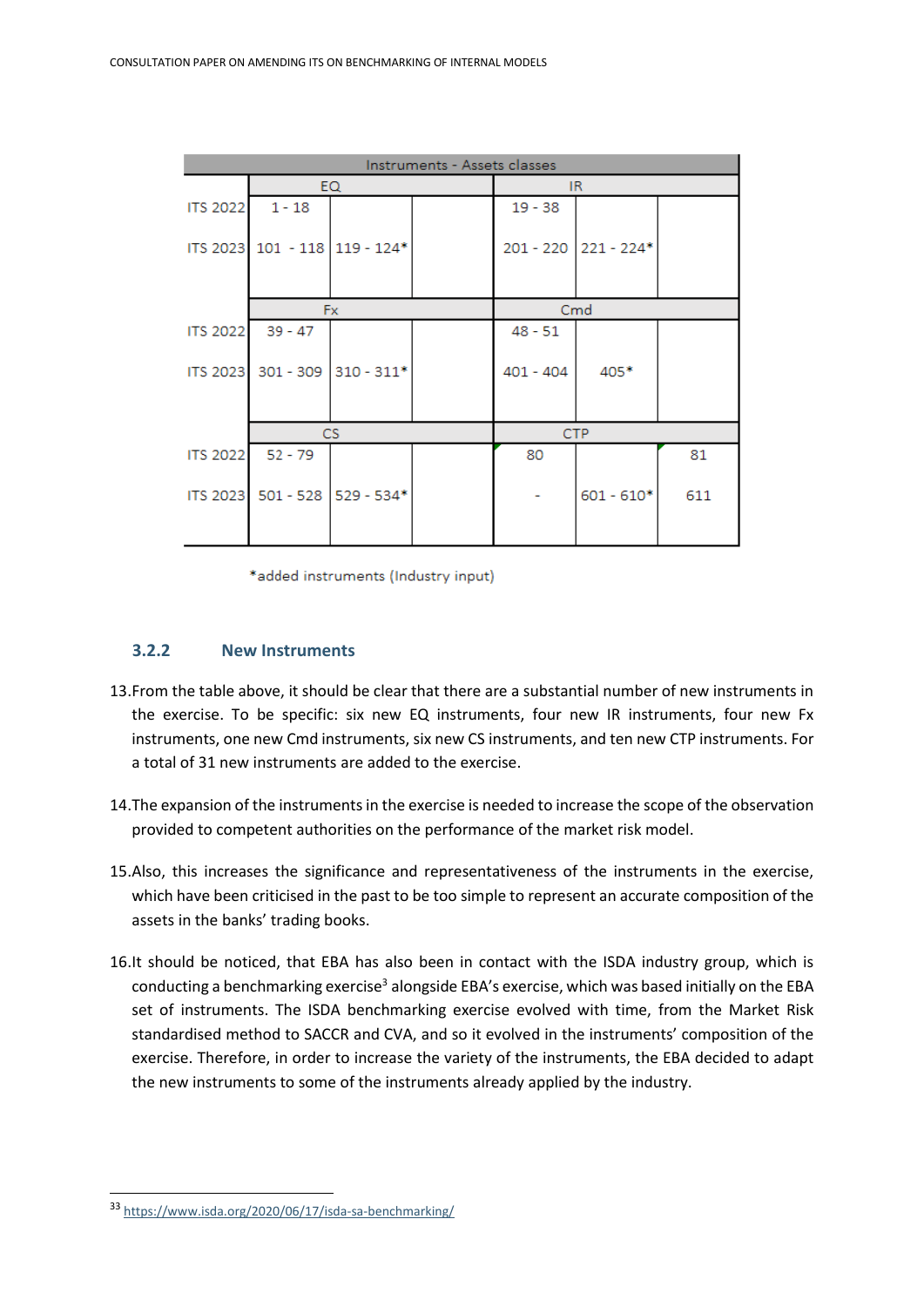| Instruments - Assets classes | | | | | | |
|---|---|---|---|---|---|---|
| | EQ | | | IR | | |
| ITS 2022 | 1 - 18 | | | 19 - 38 | | |
| ITS 2023 | 101 - 118 | 119 - 124* | | 201 - 220 | 221 - 224* | |
| | Fx | | | Cmd | | |
| ITS 2022 | 39 - 47 | | | 48 - 51 | | |
| ITS 2023 | 301 - 309 | 310 - 311* | | 401 - 404 | 405* | |
| | CS | | | CTP | | |
| ITS 2022 | 52 - 79 | | | 80 | | 81 |
| ITS 2023 | 501 - 528 | 529 - 534* | | - | 601 - 610* | 611 |

*added instruments (Industry input)

### 3.2.2 New Instruments

13. From the table above, it should be clear that there are a substantial number of new instruments in the exercise. To be specific: six new EQ instruments, four new IR instruments, four new Fx instruments, one new Cmd instruments, six new CS instruments, and ten new CTP instruments. For a total of 31 new instruments are added to the exercise.

14. The expansion of the instruments in the exercise is needed to increase the scope of the observation provided to competent authorities on the performance of the market risk model.

15. Also, this increases the significance and representativeness of the instruments in the exercise, which have been criticised in the past to be too simple to represent an accurate composition of the assets in the banks' trading books.

16. It should be noticed, that EBA has also been in contact with the ISDA industry group, which is conducting a benchmarking exercise[3] alongside EBA's exercise, which was based initially on the EBA set of instruments. The ISDA benchmarking exercise evolved with time, from the Market Risk standardised method to SACCR and CVA, and so it evolved in the instruments' composition of the exercise. Therefore, in order to increase the variety of the instruments, the EBA decided to adapt the new instruments to some of the instruments already applied by the industry.

---

[33] https://www.isda.org/2020/06/17/isda-sa-benchmarking/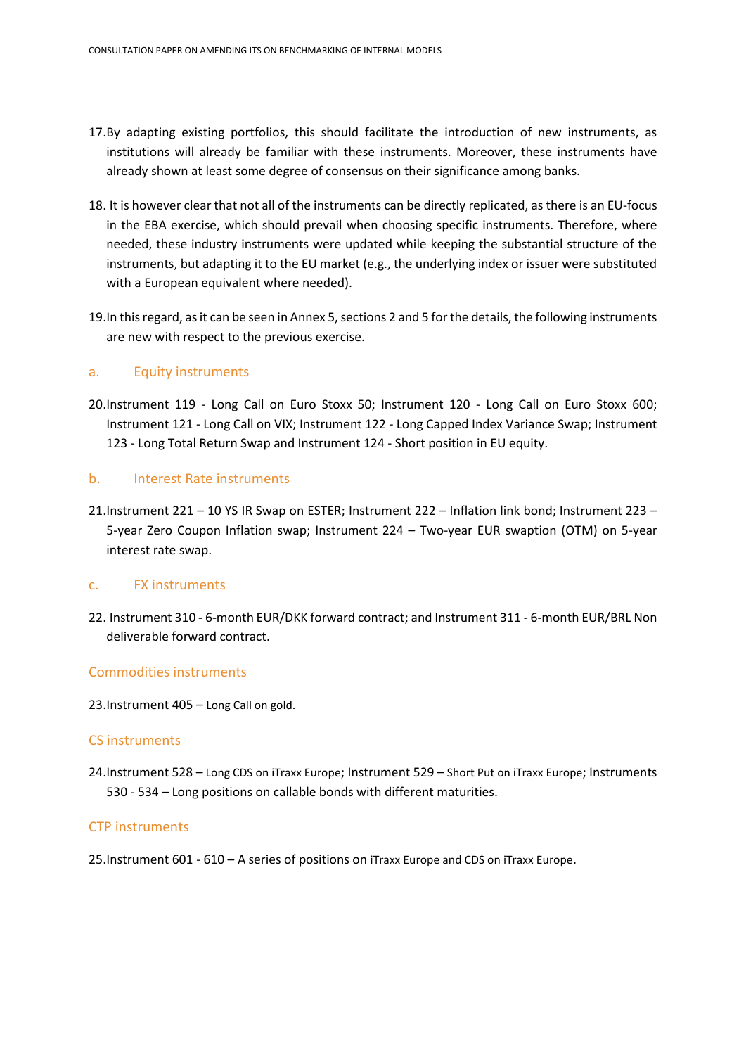17. By adapting existing portfolios, this should facilitate the introduction of new instruments, as institutions will already be familiar with these instruments. Moreover, these instruments have already shown at least some degree of consensus on their significance among banks.

18. It is however clear that not all of the instruments can be directly replicated, as there is an EU-focus in the EBA exercise, which should prevail when choosing specific instruments. Therefore, where needed, these industry instruments were updated while keeping the substantial structure of the instruments, but adapting it to the EU market (e.g., the underlying index or issuer were substituted with a European equivalent where needed).

19. In this regard, as it can be seen in Annex 5, sections 2 and 5 for the details, the following instruments are new with respect to the previous exercise.

### a. Equity instruments

20. Instrument 119 - Long Call on Euro Stoxx 50; Instrument 120 - Long Call on Euro Stoxx 600; Instrument 121 - Long Call on VIX; Instrument 122 - Long Capped Index Variance Swap; Instrument 123 - Long Total Return Swap and Instrument 124 - Short position in EU equity.

### b. Interest Rate instruments

21. Instrument 221 – 10 YS IR Swap on ESTER; Instrument 222 – Inflation link bond; Instrument 223 – 5-year Zero Coupon Inflation swap; Instrument 224 – Two-year EUR swaption (OTM) on 5-year interest rate swap.

### c. FX instruments

22. Instrument 310 - 6-month EUR/DKK forward contract; and Instrument 311 - 6-month EUR/BRL Non deliverable forward contract.

### Commodities instruments

23. Instrument 405 – Long Call on gold.

### CS instruments

24. Instrument 528 – Long CDS on iTraxx Europe; Instrument 529 – Short Put on iTraxx Europe; Instruments 530 - 534 – Long positions on callable bonds with different maturities.

### CTP instruments

25. Instrument 601 - 610 – A series of positions on iTraxx Europe and CDS on iTraxx Europe.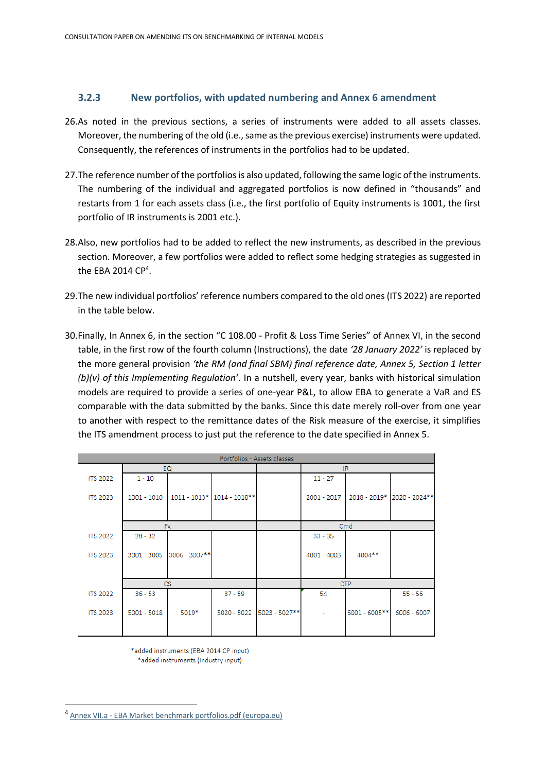### 3.2.3 New portfolios, with updated numbering and Annex 6 amendment

26. As noted in the previous sections, a series of instruments were added to all assets classes. Moreover, the numbering of the old (i.e., same as the previous exercise) instruments were updated. Consequently, the references of instruments in the portfolios had to be updated.

27. The reference number of the portfolios is also updated, following the same logic of the instruments. The numbering of the individual and aggregated portfolios is now defined in "thousands" and restarts from 1 for each assets class (i.e., the first portfolio of Equity instruments is 1001, the first portfolio of IR instruments is 2001 etc.).

28. Also, new portfolios had to be added to reflect the new instruments, as described in the previous section. Moreover, a few portfolios were added to reflect some hedging strategies as suggested in the EBA 2014 CP[4].

29. The new individual portfolios' reference numbers compared to the old ones (ITS 2022) are reported in the table below.

30. Finally, In Annex 6, in the section "C 108.00 - Profit & Loss Time Series" of Annex VI, in the second table, in the first row of the fourth column (Instructions), the date *'28 January 2022'* is replaced by the more general provision *'the RM (and final SBM) final reference date, Annex 5, Section 1 letter (b)(v) of this Implementing Regulation'*. In a nutshell, every year, banks with historical simulation models are required to provide a series of one-year P&L, to allow EBA to generate a VaR and ES comparable with the data submitted by the banks. Since this date merely roll-over from one year to another with respect to the remittance dates of the Risk measure of the exercise, it simplifies the ITS amendment process to just put the reference to the date specified in Annex 5.

| Portfolios - Assets classes | | | | | | | |
|---|---|---|---|---|---|---|---|
| | EQ | | | | IR | | |
| ITS 2022 | 1 - 10 | | | | 11 - 27 | | |
| ITS 2023 | 1001 - 1010 | 1011 - 1013* | 1014 - 1018** | | 2001 - 2017 | 2018 - 2019* | 2020 - 2024** |
| | Fx | | | | Cmd | | |
| ITS 2022 | 28 - 32 | | | | 33 - 35 | | |
| ITS 2023 | 3001 - 3005 | 3006 - 3007** | | | 4001 - 4003 | 4004** | |
| | CS | | | | CTP | | |
| ITS 2022 | 36 - 53 | | 37 - 59 | | 54 | | 55 - 56 |
| ITS 2023 | 5001 - 5018 | 5019* | 5020 - 5022 | 5023 - 5027** | - | 5001 - 6005** | 6006 - 6007 |

*added instruments (EBA 2014 CP input)
*added instruments (Industry input)

[4] Annex VII.a - EBA Market benchmark portfolios.pdf (europa.eu)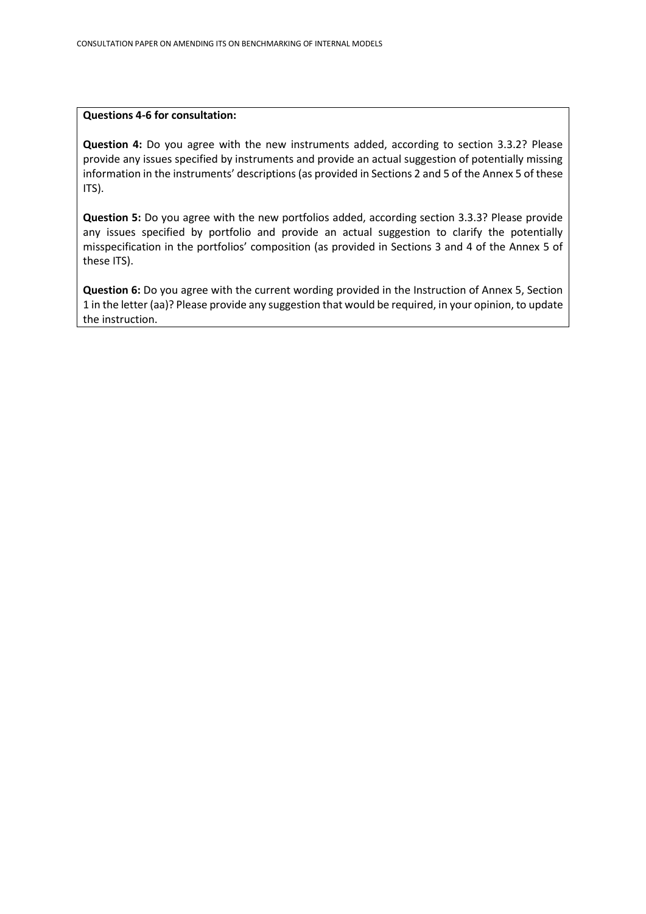**Questions 4-6 for consultation:**

**Question 4:** Do you agree with the new instruments added, according to section 3.3.2? Please provide any issues specified by instruments and provide an actual suggestion of potentially missing information in the instruments' descriptions (as provided in Sections 2 and 5 of the Annex 5 of these ITS).

**Question 5:** Do you agree with the new portfolios added, according section 3.3.3? Please provide any issues specified by portfolio and provide an actual suggestion to clarify the potentially misspecification in the portfolios' composition (as provided in Sections 3 and 4 of the Annex 5 of these ITS).

**Question 6:** Do you agree with the current wording provided in the Instruction of Annex 5, Section 1 in the letter (aa)? Please provide any suggestion that would be required, in your opinion, to update the instruction.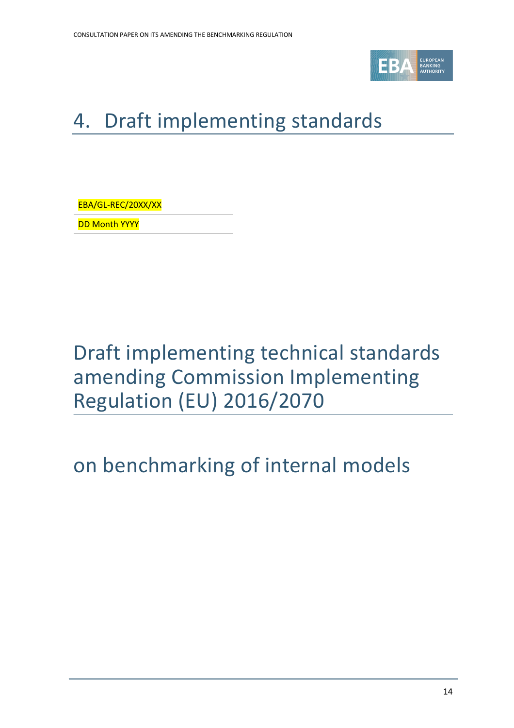# 4. Draft implementing standards

EBA/GL-REC/20XX/XX

DD Month YYYY

# Draft implementing technical standards amending Commission Implementing Regulation (EU) 2016/2070

## on benchmarking of internal models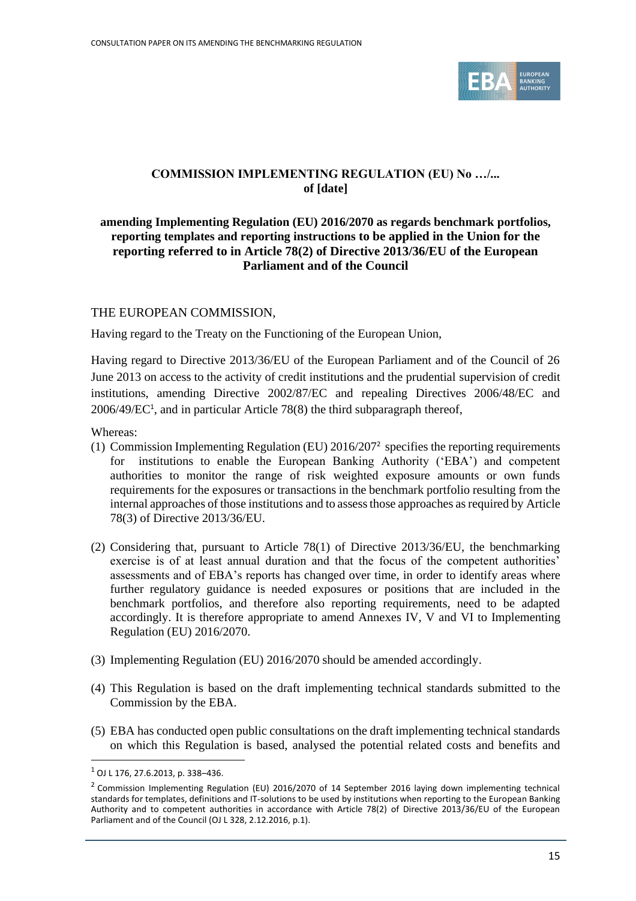**COMMISSION IMPLEMENTING REGULATION (EU) No …/...**
**of [date]**

**amending Implementing Regulation (EU) 2016/2070 as regards benchmark portfolios, reporting templates and reporting instructions to be applied in the Union for the reporting referred to in Article 78(2) of Directive 2013/36/EU of the European Parliament and of the Council**

THE EUROPEAN COMMISSION,

Having regard to the Treaty on the Functioning of the European Union,

Having regard to Directive 2013/36/EU of the European Parliament and of the Council of 26 June 2013 on access to the activity of credit institutions and the prudential supervision of credit institutions, amending Directive 2002/87/EC and repealing Directives 2006/48/EC and 2006/49/EC[1], and in particular Article 78(8) the third subparagraph thereof,

Whereas:

(1) Commission Implementing Regulation (EU) 2016/207[2] specifies the reporting requirements for institutions to enable the European Banking Authority ('EBA') and competent authorities to monitor the range of risk weighted exposure amounts or own funds requirements for the exposures or transactions in the benchmark portfolio resulting from the internal approaches of those institutions and to assess those approaches as required by Article 78(3) of Directive 2013/36/EU.

(2) Considering that, pursuant to Article 78(1) of Directive 2013/36/EU, the benchmarking exercise is of at least annual duration and that the focus of the competent authorities' assessments and of EBA's reports has changed over time, in order to identify areas where further regulatory guidance is needed exposures or positions that are included in the benchmark portfolios, and therefore also reporting requirements, need to be adapted accordingly. It is therefore appropriate to amend Annexes IV, V and VI to Implementing Regulation (EU) 2016/2070.

(3) Implementing Regulation (EU) 2016/2070 should be amended accordingly.

(4) This Regulation is based on the draft implementing technical standards submitted to the Commission by the EBA.

(5) EBA has conducted open public consultations on the draft implementing technical standards on which this Regulation is based, analysed the potential related costs and benefits and

---

[1] OJ L 176, 27.6.2013, p. 338–436.

[2] Commission Implementing Regulation (EU) 2016/2070 of 14 September 2016 laying down implementing technical standards for templates, definitions and IT-solutions to be used by institutions when reporting to the European Banking Authority and to competent authorities in accordance with Article 78(2) of Directive 2013/36/EU of the European Parliament and of the Council (OJ L 328, 2.12.2016, p.1).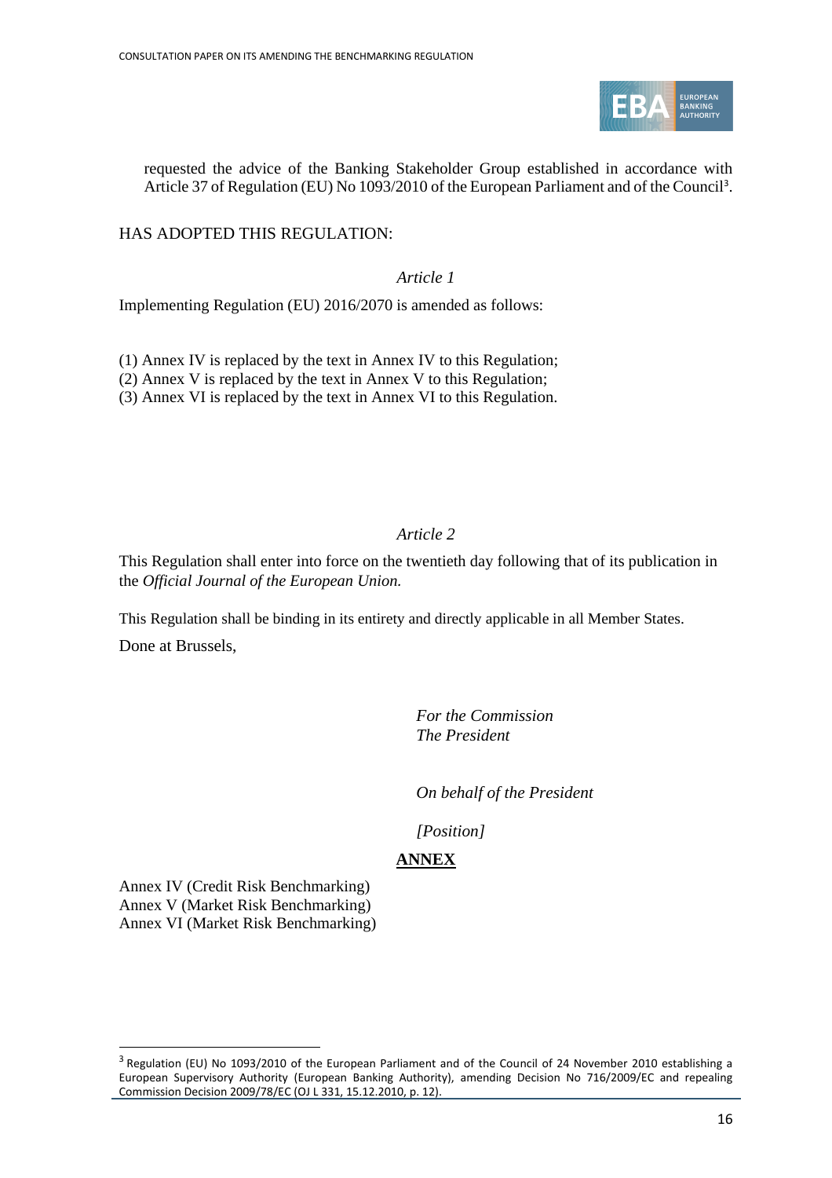requested the advice of the Banking Stakeholder Group established in accordance with Article 37 of Regulation (EU) No 1093/2010 of the European Parliament and of the Council[3].

HAS ADOPTED THIS REGULATION:

*Article 1*

Implementing Regulation (EU) 2016/2070 is amended as follows:

(1) Annex IV is replaced by the text in Annex IV to this Regulation;
(2) Annex V is replaced by the text in Annex V to this Regulation;
(3) Annex VI is replaced by the text in Annex VI to this Regulation.

*Article 2*

This Regulation shall enter into force on the twentieth day following that of its publication in the *Official Journal of the European Union.*

This Regulation shall be binding in its entirety and directly applicable in all Member States.

Done at Brussels,

*For the Commission*
*The President*

*On behalf of the President*

*[Position]*

**ANNEX**

Annex IV (Credit Risk Benchmarking)
Annex V (Market Risk Benchmarking)
Annex VI (Market Risk Benchmarking)

[3] Regulation (EU) No 1093/2010 of the European Parliament and of the Council of 24 November 2010 establishing a European Supervisory Authority (European Banking Authority), amending Decision No 716/2009/EC and repealing Commission Decision 2009/78/EC (OJ L 331, 15.12.2010, p. 12).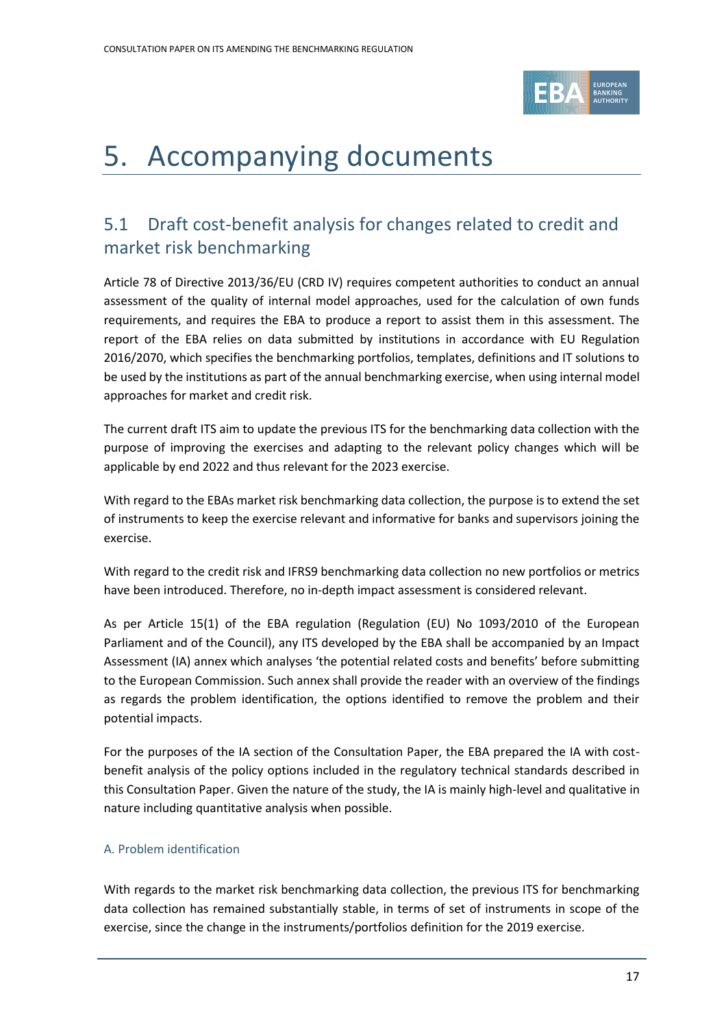# 5. Accompanying documents

## 5.1 Draft cost-benefit analysis for changes related to credit and market risk benchmarking

Article 78 of Directive 2013/36/EU (CRD IV) requires competent authorities to conduct an annual assessment of the quality of internal model approaches, used for the calculation of own funds requirements, and requires the EBA to produce a report to assist them in this assessment. The report of the EBA relies on data submitted by institutions in accordance with EU Regulation 2016/2070, which specifies the benchmarking portfolios, templates, definitions and IT solutions to be used by the institutions as part of the annual benchmarking exercise, when using internal model approaches for market and credit risk.

The current draft ITS aim to update the previous ITS for the benchmarking data collection with the purpose of improving the exercises and adapting to the relevant policy changes which will be applicable by end 2022 and thus relevant for the 2023 exercise.

With regard to the EBAs market risk benchmarking data collection, the purpose is to extend the set of instruments to keep the exercise relevant and informative for banks and supervisors joining the exercise.

With regard to the credit risk and IFRS9 benchmarking data collection no new portfolios or metrics have been introduced. Therefore, no in-depth impact assessment is considered relevant.

As per Article 15(1) of the EBA regulation (Regulation (EU) No 1093/2010 of the European Parliament and of the Council), any ITS developed by the EBA shall be accompanied by an Impact Assessment (IA) annex which analyses 'the potential related costs and benefits' before submitting to the European Commission. Such annex shall provide the reader with an overview of the findings as regards the problem identification, the options identified to remove the problem and their potential impacts.

For the purposes of the IA section of the Consultation Paper, the EBA prepared the IA with cost-benefit analysis of the policy options included in the regulatory technical standards described in this Consultation Paper. Given the nature of the study, the IA is mainly high-level and qualitative in nature including quantitative analysis when possible.

#### A. Problem identification

With regards to the market risk benchmarking data collection, the previous ITS for benchmarking data collection has remained substantially stable, in terms of set of instruments in scope of the exercise, since the change in the instruments/portfolios definition for the 2019 exercise.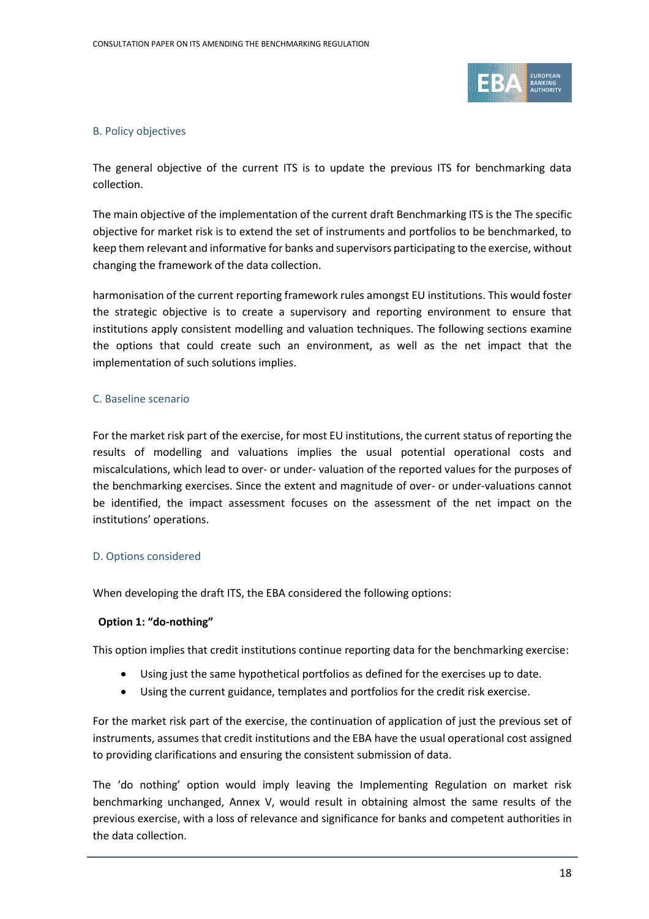### B. Policy objectives

The general objective of the current ITS is to update the previous ITS for benchmarking data collection.

The main objective of the implementation of the current draft Benchmarking ITS is the The specific objective for market risk is to extend the set of instruments and portfolios to be benchmarked, to keep them relevant and informative for banks and supervisors participating to the exercise, without changing the framework of the data collection.

harmonisation of the current reporting framework rules amongst EU institutions. This would foster the strategic objective is to create a supervisory and reporting environment to ensure that institutions apply consistent modelling and valuation techniques. The following sections examine the options that could create such an environment, as well as the net impact that the implementation of such solutions implies.

### C. Baseline scenario

For the market risk part of the exercise, for most EU institutions, the current status of reporting the results of modelling and valuations implies the usual potential operational costs and miscalculations, which lead to over- or under- valuation of the reported values for the purposes of the benchmarking exercises. Since the extent and magnitude of over- or under-valuations cannot be identified, the impact assessment focuses on the assessment of the net impact on the institutions' operations.

### D. Options considered

When developing the draft ITS, the EBA considered the following options:

**Option 1: "do-nothing"**

This option implies that credit institutions continue reporting data for the benchmarking exercise:

- Using just the same hypothetical portfolios as defined for the exercises up to date.
- Using the current guidance, templates and portfolios for the credit risk exercise.

For the market risk part of the exercise, the continuation of application of just the previous set of instruments, assumes that credit institutions and the EBA have the usual operational cost assigned to providing clarifications and ensuring the consistent submission of data.

The 'do nothing' option would imply leaving the Implementing Regulation on market risk benchmarking unchanged, Annex V, would result in obtaining almost the same results of the previous exercise, with a loss of relevance and significance for banks and competent authorities in the data collection.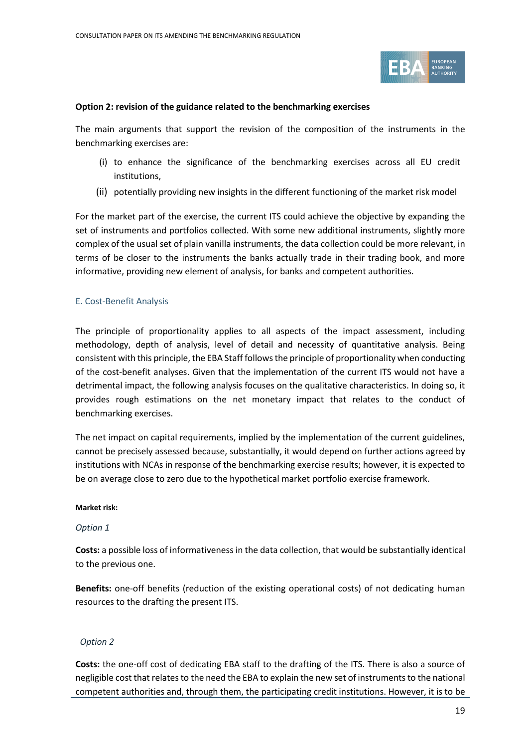**Option 2: revision of the guidance related to the benchmarking exercises**

The main arguments that support the revision of the composition of the instruments in the benchmarking exercises are:

(i) to enhance the significance of the benchmarking exercises across all EU credit institutions,

(ii) potentially providing new insights in the different functioning of the market risk model

For the market part of the exercise, the current ITS could achieve the objective by expanding the set of instruments and portfolios collected. With some new additional instruments, slightly more complex of the usual set of plain vanilla instruments, the data collection could be more relevant, in terms of be closer to the instruments the banks actually trade in their trading book, and more informative, providing new element of analysis, for banks and competent authorities.

## E. Cost-Benefit Analysis

The principle of proportionality applies to all aspects of the impact assessment, including methodology, depth of analysis, level of detail and necessity of quantitative analysis. Being consistent with this principle, the EBA Staff follows the principle of proportionality when conducting of the cost-benefit analyses. Given that the implementation of the current ITS would not have a detrimental impact, the following analysis focuses on the qualitative characteristics. In doing so, it provides rough estimations on the net monetary impact that relates to the conduct of benchmarking exercises.

The net impact on capital requirements, implied by the implementation of the current guidelines, cannot be precisely assessed because, substantially, it would depend on further actions agreed by institutions with NCAs in response of the benchmarking exercise results; however, it is expected to be on average close to zero due to the hypothetical market portfolio exercise framework.

**Market risk:**

*Option 1*

**Costs:** a possible loss of informativeness in the data collection, that would be substantially identical to the previous one.

**Benefits:** one-off benefits (reduction of the existing operational costs) of not dedicating human resources to the drafting the present ITS.

*Option 2*

**Costs:** the one-off cost of dedicating EBA staff to the drafting of the ITS. There is also a source of negligible cost that relates to the need the EBA to explain the new set of instruments to the national competent authorities and, through them, the participating credit institutions. However, it is to be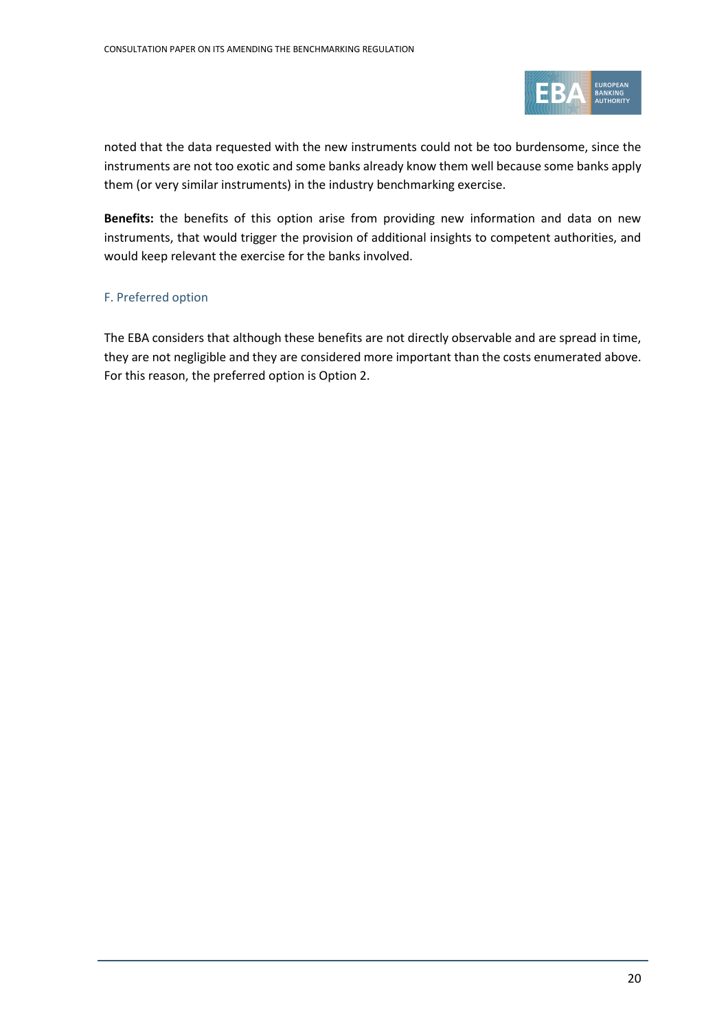noted that the data requested with the new instruments could not be too burdensome, since the instruments are not too exotic and some banks already know them well because some banks apply them (or very similar instruments) in the industry benchmarking exercise.

**Benefits:** the benefits of this option arise from providing new information and data on new instruments, that would trigger the provision of additional insights to competent authorities, and would keep relevant the exercise for the banks involved.

### F. Preferred option

The EBA considers that although these benefits are not directly observable and are spread in time, they are not negligible and they are considered more important than the costs enumerated above. For this reason, the preferred option is Option 2.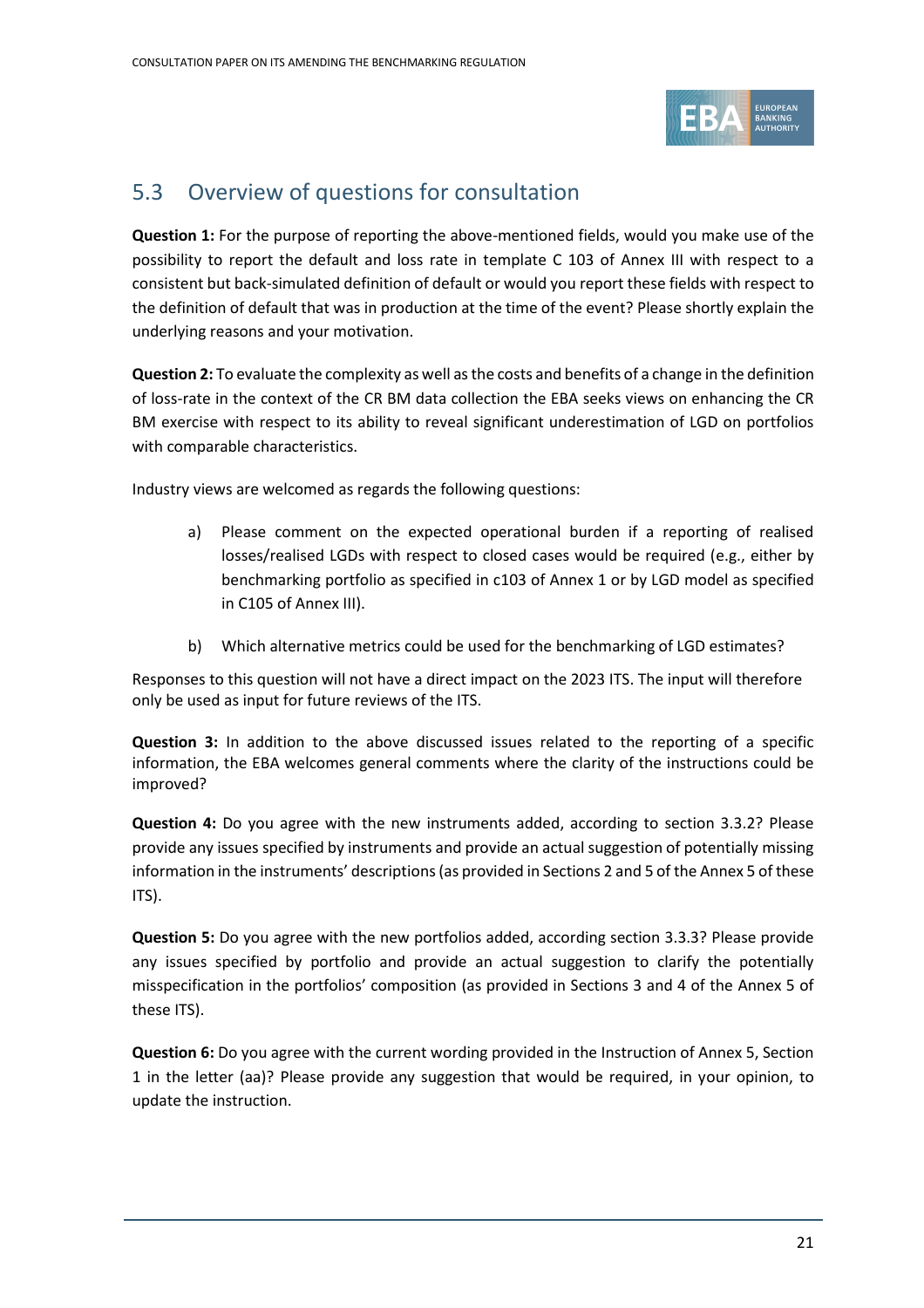## 5.3 Overview of questions for consultation

**Question 1:** For the purpose of reporting the above-mentioned fields, would you make use of the possibility to report the default and loss rate in template C 103 of Annex III with respect to a consistent but back-simulated definition of default or would you report these fields with respect to the definition of default that was in production at the time of the event? Please shortly explain the underlying reasons and your motivation.

**Question 2:** To evaluate the complexity as well as the costs and benefits of a change in the definition of loss-rate in the context of the CR BM data collection the EBA seeks views on enhancing the CR BM exercise with respect to its ability to reveal significant underestimation of LGD on portfolios with comparable characteristics.

Industry views are welcomed as regards the following questions:

a) Please comment on the expected operational burden if a reporting of realised losses/realised LGDs with respect to closed cases would be required (e.g., either by benchmarking portfolio as specified in c103 of Annex 1 or by LGD model as specified in C105 of Annex III).

b) Which alternative metrics could be used for the benchmarking of LGD estimates?

Responses to this question will not have a direct impact on the 2023 ITS. The input will therefore only be used as input for future reviews of the ITS.

**Question 3:** In addition to the above discussed issues related to the reporting of a specific information, the EBA welcomes general comments where the clarity of the instructions could be improved?

**Question 4:** Do you agree with the new instruments added, according to section 3.3.2? Please provide any issues specified by instruments and provide an actual suggestion of potentially missing information in the instruments' descriptions (as provided in Sections 2 and 5 of the Annex 5 of these ITS).

**Question 5:** Do you agree with the new portfolios added, according section 3.3.3? Please provide any issues specified by portfolio and provide an actual suggestion to clarify the potentially misspecification in the portfolios' composition (as provided in Sections 3 and 4 of the Annex 5 of these ITS).

**Question 6:** Do you agree with the current wording provided in the Instruction of Annex 5, Section 1 in the letter (aa)? Please provide any suggestion that would be required, in your opinion, to update the instruction.